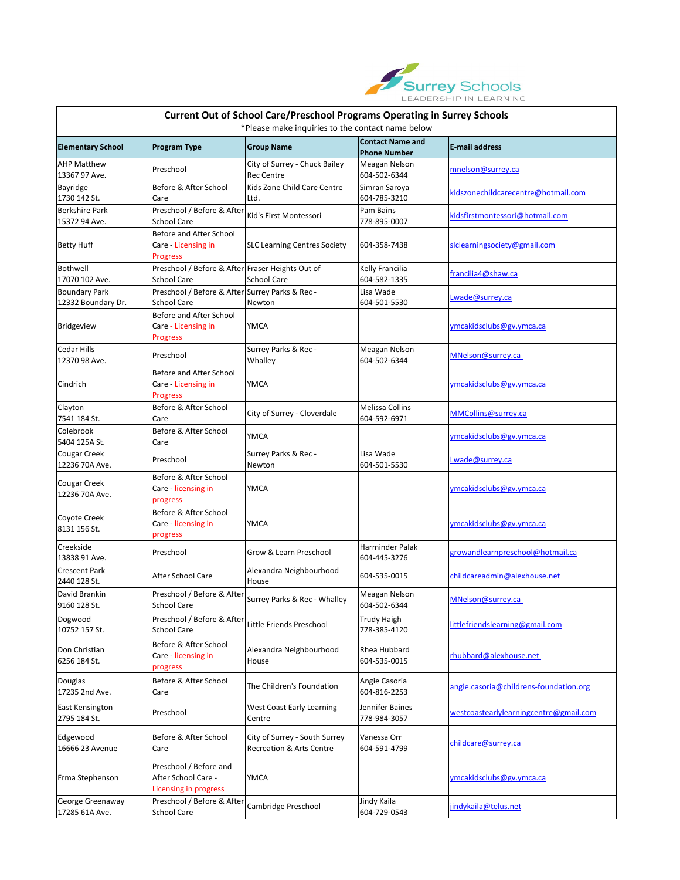Surrey Schools
LEADERSHIP IN LEARNING

## Current Out of School Care/Preschool Programs Operating in Surrey Schools

*Please make inquiries to the contact name below

| Elementary School | Program Type | Group Name | Contact Name and Phone Number | E-mail address |
|---|---|---|---|---|
| AHP Matthew 13367 97 Ave. | Preschool | City of Surrey - Chuck Bailey Rec Centre | Meagan Nelson 604-502-6344 | mnelson@surrey.ca |
| Bayridge 1730 142 St. | Before & After School Care | Kids Zone Child Care Centre Ltd. | Simran Saroya 604-785-3210 | kidszonechildcarecentre@hotmail.com |
| Berkshire Park 15372 94 Ave. | Preschool / Before & After School Care | Kid's First Montessori | Pam Bains 778-895-0007 | kidsfirstmontessori@hotmail.com |
| Betty Huff | Before and After School Care - Licensing in Progress | SLC Learning Centres Society | 604-358-7438 | slclearningsociety@gmail.com |
| Bothwell 17070 102 Ave. | Preschool / Before & After School Care | Fraser Heights Out of School Care | Kelly Francilia 604-582-1335 | francilia4@shaw.ca |
| Boundary Park 12332 Boundary Dr. | Preschool / Before & After School Care | Surrey Parks & Rec - Newton | Lisa Wade 604-501-5530 | Lwade@surrey.ca |
| Bridgeview | Before and After School Care - Licensing in Progress | YMCA | | ymcakidsclubs@gv.ymca.ca |
| Cedar Hills 12370 98 Ave. | Preschool | Surrey Parks & Rec - Whalley | Meagan Nelson 604-502-6344 | MNelson@surrey.ca |
| Cindrich | Before and After School Care - Licensing in Progress | YMCA | | ymcakidsclubs@gv.ymca.ca |
| Clayton 7541 184 St. | Before & After School Care | City of Surrey - Cloverdale | Melissa Collins 604-592-6971 | MMCollins@surrey.ca |
| Colebrook 5404 125A St. | Before & After School Care | YMCA | | ymcakidsclubs@gv.ymca.ca |
| Cougar Creek 12236 70A Ave. | Preschool | Surrey Parks & Rec - Newton | Lisa Wade 604-501-5530 | Lwade@surrey.ca |
| Cougar Creek 12236 70A Ave. | Before & After School Care - licensing in progress | YMCA | | ymcakidsclubs@gv.ymca.ca |
| Coyote Creek 8131 156 St. | Before & After School Care - licensing in progress | YMCA | | ymcakidsclubs@gv.ymca.ca |
| Creekside 13838 91 Ave. | Preschool | Grow & Learn Preschool | Harminder Palak 604-445-3276 | growandlearnpreschool@hotmail.ca |
| Crescent Park 2440 128 St. | After School Care | Alexandra Neighbourhood House | 604-535-0015 | childcareadmin@alexhouse.net |
| David Brankin 9160 128 St. | Preschool / Before & After School Care | Surrey Parks & Rec - Whalley | Meagan Nelson 604-502-6344 | MNelson@surrey.ca |
| Dogwood 10752 157 St. | Preschool / Before & After School Care | Little Friends Preschool | Trudy Haigh 778-385-4120 | littlefriendslearning@gmail.com |
| Don Christian 6256 184 St. | Before & After School Care - licensing in progress | Alexandra Neighbourhood House | Rhea Hubbard 604-535-0015 | rhubbard@alexhouse.net |
| Douglas 17235 2nd Ave. | Before & After School Care | The Children's Foundation | Angie Casoria 604-816-2253 | angie.casoria@childrens-foundation.org |
| East Kensington 2795 184 St. | Preschool | West Coast Early Learning Centre | Jennifer Baines 778-984-3057 | westcoastearlylearningcentre@gmail.com |
| Edgewood 16666 23 Avenue | Before & After School Care | City of Surrey - South Surrey Recreation & Arts Centre | Vanessa Orr 604-591-4799 | childcare@surrey.ca |
| Erma Stephenson | Preschool / Before and After School Care - Licensing in progress | YMCA | | ymcakidsclubs@gv.ymca.ca |
| George Greenaway 17285 61A Ave. | Preschool / Before & After School Care | Cambridge Preschool | Jindy Kaila 604-729-0543 | jindykaila@telus.net |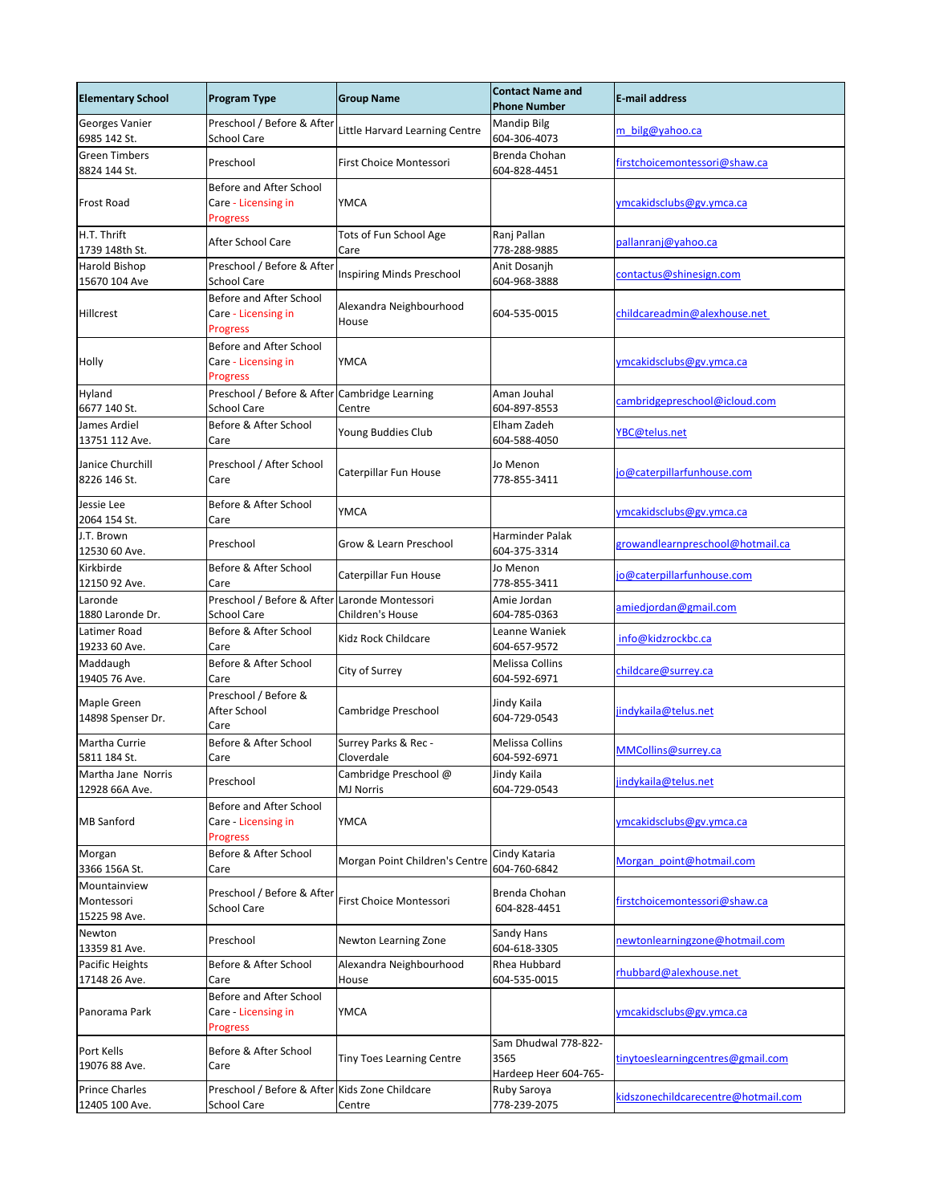| Elementary School | Program Type | Group Name | Contact Name and Phone Number | E-mail address |
|---|---|---|---|---|
| Georges Vanier 6985 142 St. | Preschool / Before & After School Care | Little Harvard Learning Centre | Mandip Bilg 604-306-4073 | m_bilg@yahoo.ca |
| Green Timbers 8824 144 St. | Preschool | First Choice Montessori | Brenda Chohan 604-828-4451 | firstchoicemontessori@shaw.ca |
| Frost Road | Before and After School Care - Licensing in Progress | YMCA | | ymcakidsclubs@gv.ymca.ca |
| H.T. Thrift 1739 148th St. | After School Care | Tots of Fun School Age Care | Ranj Pallan 778-288-9885 | pallanranj@yahoo.ca |
| Harold Bishop 15670 104 Ave | Preschool / Before & After School Care | Inspiring Minds Preschool | Anit Dosanjh 604-968-3888 | contactus@shinesign.com |
| Hillcrest | Before and After School Care - Licensing in Progress | Alexandra Neighbourhood House | 604-535-0015 | childcareadmin@alexhouse.net |
| Holly | Before and After School Care - Licensing in Progress | YMCA | | ymcakidsclubs@gv.ymca.ca |
| Hyland 6677 140 St. | Preschool / Before & After School Care | Cambridge Learning Centre | Aman Jouhal 604-897-8553 | cambridgepreschool@icloud.com |
| James Ardiel 13751 112 Ave. | Before & After School Care | Young Buddies Club | Elham Zadeh 604-588-4050 | YBC@telus.net |
| Janice Churchill 8226 146 St. | Preschool / After School Care | Caterpillar Fun House | Jo Menon 778-855-3411 | jo@caterpillarfunhouse.com |
| Jessie Lee 2064 154 St. | Before & After School Care | YMCA | | ymcakidsclubs@gv.ymca.ca |
| J.T. Brown 12530 60 Ave. | Preschool | Grow & Learn Preschool | Harminder Palak 604-375-3314 | growandlearnpreschool@hotmail.ca |
| Kirkbirde 12150 92 Ave. | Before & After School Care | Caterpillar Fun House | Jo Menon 778-855-3411 | jo@caterpillarfunhouse.com |
| Laronde 1880 Laronde Dr. | Preschool / Before & After School Care | Laronde Montessori Children's House | Amie Jordan 604-785-0363 | amiedjordan@gmail.com |
| Latimer Road 19233 60 Ave. | Before & After School Care | Kidz Rock Childcare | Leanne Waniek 604-657-9572 | info@kidzrockbc.ca |
| Maddaugh 19405 76 Ave. | Before & After School Care | City of Surrey | Melissa Collins 604-592-6971 | childcare@surrey.ca |
| Maple Green 14898 Spenser Dr. | Preschool / Before & After School Care | Cambridge Preschool | Jindy Kaila 604-729-0543 | jindykaila@telus.net |
| Martha Currie 5811 184 St. | Before & After School Care | Surrey Parks & Rec - Cloverdale | Melissa Collins 604-592-6971 | MMCollins@surrey.ca |
| Martha Jane Norris 12928 66A Ave. | Preschool | Cambridge Preschool @ MJ Norris | Jindy Kaila 604-729-0543 | jindykaila@telus.net |
| MB Sanford | Before and After School Care - Licensing in Progress | YMCA | | ymcakidsclubs@gv.ymca.ca |
| Morgan 3366 156A St. | Before & After School Care | Morgan Point Children's Centre | Cindy Kataria 604-760-6842 | Morgan_point@hotmail.com |
| Mountainview Montessori 15225 98 Ave. | Preschool / Before & After School Care | First Choice Montessori | Brenda Chohan 604-828-4451 | firstchoicemontessori@shaw.ca |
| Newton 13359 81 Ave. | Preschool | Newton Learning Zone | Sandy Hans 604-618-3305 | newtonlearningzone@hotmail.com |
| Pacific Heights 17148 26 Ave. | Before & After School Care | Alexandra Neighbourhood House | Rhea Hubbard 604-535-0015 | rhubbard@alexhouse.net |
| Panorama Park | Before and After School Care - Licensing in Progress | YMCA | | ymcakidsclubs@gv.ymca.ca |
| Port Kells 19076 88 Ave. | Before & After School Care | Tiny Toes Learning Centre | Sam Dhudwal 778-822-3565 Hardeep Heer 604-765- | tinytoeslearningcentres@gmail.com |
| Prince Charles 12405 100 Ave. | Preschool / Before & After School Care | Kids Zone Childcare Centre | Ruby Saroya 778-239-2075 | kidszonechildcarecentre@hotmail.com |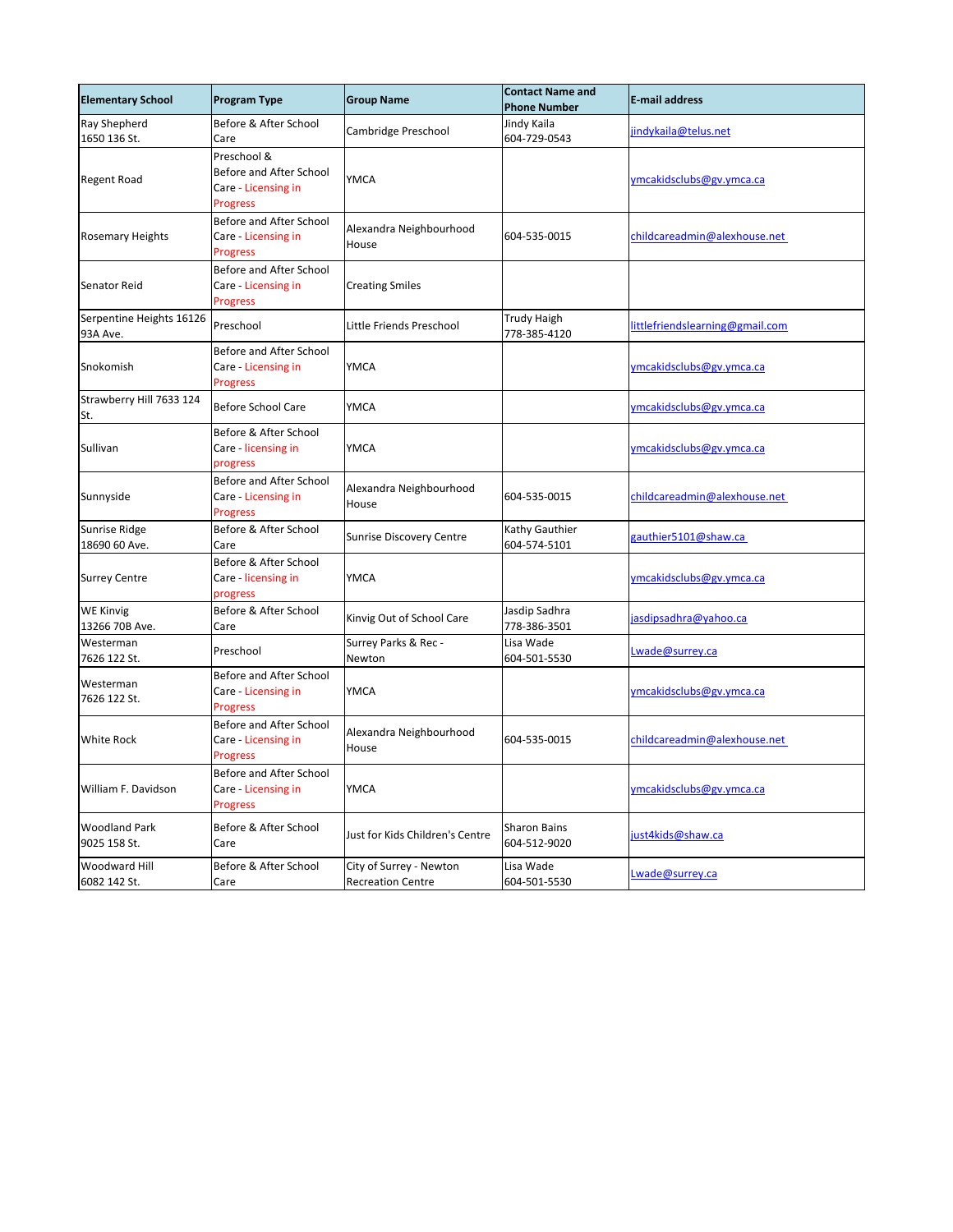| Elementary School | Program Type | Group Name | Contact Name and Phone Number | E-mail address |
|---|---|---|---|---|
| Ray Shepherd 1650 136 St. | Before & After School Care | Cambridge Preschool | Jindy Kaila 604-729-0543 | jindykaila@telus.net |
| Regent Road | Preschool & Before and After School Care - Licensing in Progress | YMCA | | ymcakidsclubs@gv.ymca.ca |
| Rosemary Heights | Before and After School Care - Licensing in Progress | Alexandra Neighbourhood House | 604-535-0015 | childcareadmin@alexhouse.net |
| Senator Reid | Before and After School Care - Licensing in Progress | Creating Smiles | | |
| Serpentine Heights 16126 93A Ave. | Preschool | Little Friends Preschool | Trudy Haigh 778-385-4120 | littlefriendslearning@gmail.com |
| Snokomish | Before and After School Care - Licensing in Progress | YMCA | | ymcakidsclubs@gv.ymca.ca |
| Strawberry Hill 7633 124 St. | Before School Care | YMCA | | ymcakidsclubs@gv.ymca.ca |
| Sullivan | Before & After School Care - licensing in progress | YMCA | | ymcakidsclubs@gv.ymca.ca |
| Sunnyside | Before and After School Care - Licensing in Progress | Alexandra Neighbourhood House | 604-535-0015 | childcareadmin@alexhouse.net |
| Sunrise Ridge 18690 60 Ave. | Before & After School Care | Sunrise Discovery Centre | Kathy Gauthier 604-574-5101 | gauthier5101@shaw.ca |
| Surrey Centre | Before & After School Care - licensing in progress | YMCA | | ymcakidsclubs@gv.ymca.ca |
| WE Kinvig 13266 70B Ave. | Before & After School Care | Kinvig Out of School Care | Jasdip Sadhra 778-386-3501 | jasdipsadhra@yahoo.ca |
| Westerman 7626 122 St. | Preschool | Surrey Parks & Rec - Newton | Lisa Wade 604-501-5530 | Lwade@surrey.ca |
| Westerman 7626 122 St. | Before and After School Care - Licensing in Progress | YMCA | | ymcakidsclubs@gv.ymca.ca |
| White Rock | Before and After School Care - Licensing in Progress | Alexandra Neighbourhood House | 604-535-0015 | childcareadmin@alexhouse.net |
| William F. Davidson | Before and After School Care - Licensing in Progress | YMCA | | ymcakidsclubs@gv.ymca.ca |
| Woodland Park 9025 158 St. | Before & After School Care | Just for Kids Children's Centre | Sharon Bains 604-512-9020 | just4kids@shaw.ca |
| Woodward Hill 6082 142 St. | Before & After School Care | City of Surrey - Newton Recreation Centre | Lisa Wade 604-501-5530 | Lwade@surrey.ca |